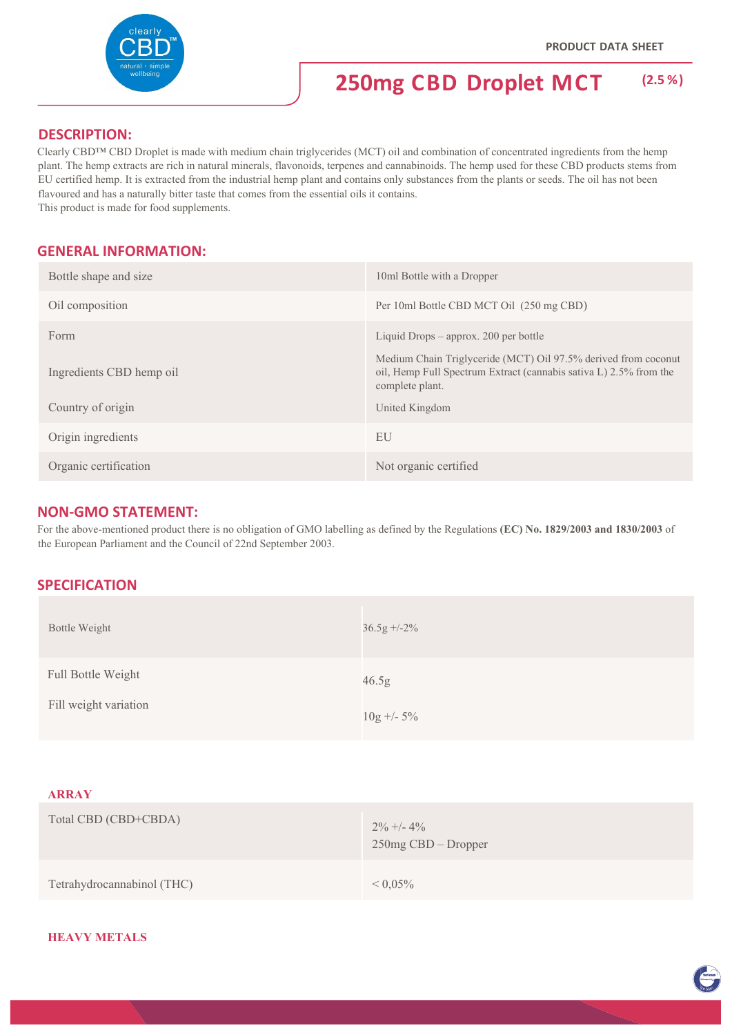PRODUCT DATA SHEET

# 250mg CBD Droplet MCT (2.5 %)

## DESCRIPTION:

Clearly CBD™ CBD Droplet is made with medium chain triglycerides (MCT) oil and combination of concentrated ingredients from the hemp plant. The hemp extracts are rich in natural minerals, flavonoids, terpenes and cannabinoids. The hemp used for these CBD products stems from EU certified hemp. It is extracted from the industrial hemp plant and contains only substances from the plants or seeds. The oil has not been flavoured and has a naturally bitter taste that comes from the essential oils it contains.
This product is made for food supplements.

## GENERAL INFORMATION:

| | |
|---|---|
| Bottle shape and size | 10ml Bottle with a Dropper |
| Oil composition | Per 10ml Bottle CBD MCT Oil (250 mg CBD) |
| Form | Liquid Drops – approx. 200 per bottle |
| Ingredients CBD hemp oil | Medium Chain Triglyceride (MCT) Oil 97.5% derived from coconut oil, Hemp Full Spectrum Extract (cannabis sativa L) 2.5% from the complete plant. |
| Country of origin | United Kingdom |
| Origin ingredients | EU |
| Organic certification | Not organic certified |

## NON-GMO STATEMENT:

For the above-mentioned product there is no obligation of GMO labelling as defined by the Regulations **(EC) No. 1829/2003 and 1830/2003** of the European Parliament and the Council of 22nd September 2003.

## SPECIFICATION

| | |
|---|---|
| Bottle Weight | 36.5g +/-2% |
| Full Bottle Weight | 46.5g |
| Fill weight variation | 10g +/- 5% |

### ARRAY

| | |
|---|---|
| Total CBD (CBD+CBDA) | 2% +/- 4%<br>250mg CBD – Dropper |
| Tetrahydrocannabinol (THC) | < 0,05% |

### HEAVY METALS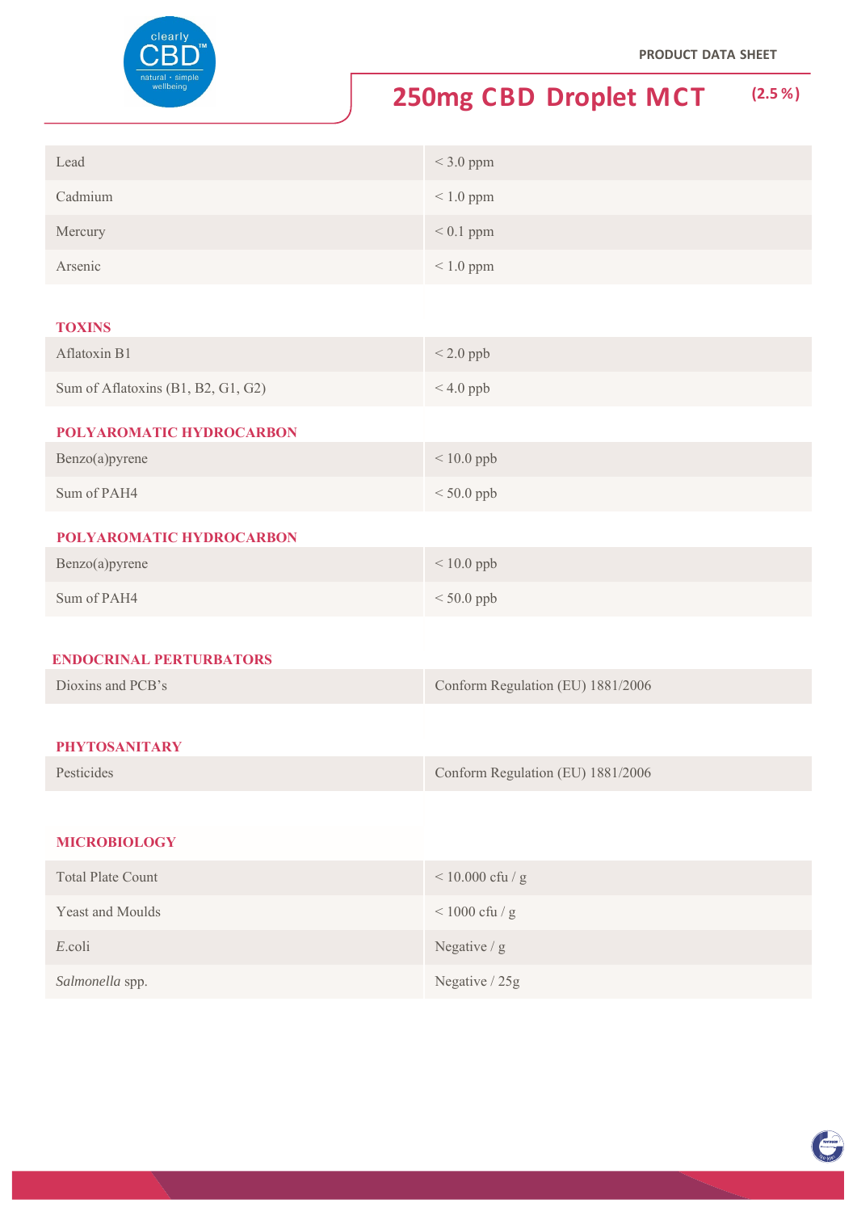PRODUCT DATA SHEET

# 250mg CBD Droplet MCT (2.5 %)

| | |
|---|---|
| Lead | < 3.0 ppm |
| Cadmium | < 1.0 ppm |
| Mercury | < 0.1 ppm |
| Arsenic | < 1.0 ppm |

**TOXINS**

| | |
|---|---|
| Aflatoxin B1 | < 2.0 ppb |
| Sum of Aflatoxins (B1, B2, G1, G2) | < 4.0 ppb |

**POLYAROMATIC HYDROCARBON**

| | |
|---|---|
| Benzo(a)pyrene | < 10.0 ppb |
| Sum of PAH4 | < 50.0 ppb |

**POLYAROMATIC HYDROCARBON**

| | |
|---|---|
| Benzo(a)pyrene | < 10.0 ppb |
| Sum of PAH4 | < 50.0 ppb |

**ENDOCRINAL PERTURBATORS**

| | |
|---|---|
| Dioxins and PCB's | Conform Regulation (EU) 1881/2006 |

**PHYTOSANITARY**

| | |
|---|---|
| Pesticides | Conform Regulation (EU) 1881/2006 |

**MICROBIOLOGY**

| | |
|---|---|
| Total Plate Count | < 10.000 cfu / g |
| Yeast and Moulds | < 1000 cfu / g |
| *E.*coli | Negative / g |
| *Salmonella* spp. | Negative / 25g |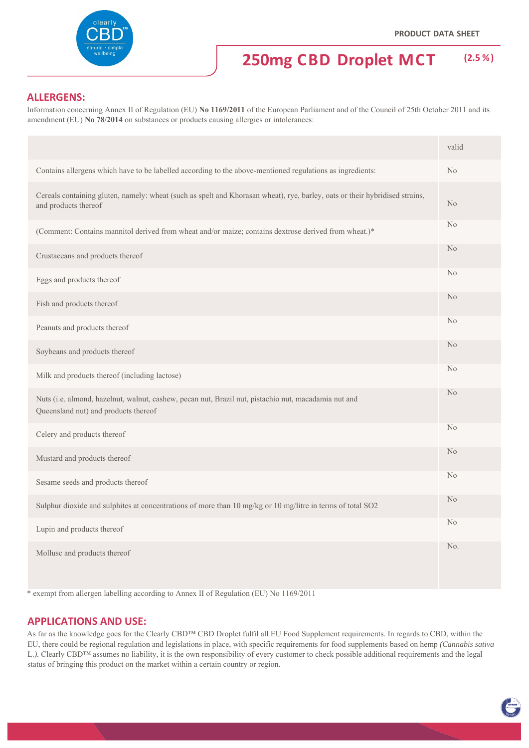**PRODUCT DATA SHEET**

# 250mg CBD Droplet MCT (2.5 %)

## ALLERGENS:

Information concerning Annex II of Regulation (EU) **No 1169/2011** of the European Parliament and of the Council of 25th October 2011 and its amendment (EU) **No 78/2014** on substances or products causing allergies or intolerances:

| | valid |
|---|---|
| Contains allergens which have to be labelled according to the above-mentioned regulations as ingredients: | No |
| Cereals containing gluten, namely: wheat (such as spelt and Khorasan wheat), rye, barley, oats or their hybridised strains, and products thereof | No |
| (Comment: Contains mannitol derived from wheat and/or maize; contains dextrose derived from wheat.)* | No |
| Crustaceans and products thereof | No |
| Eggs and products thereof | No |
| Fish and products thereof | No |
| Peanuts and products thereof | No |
| Soybeans and products thereof | No |
| Milk and products thereof (including lactose) | No |
| Nuts (i.e. almond, hazelnut, walnut, cashew, pecan nut, Brazil nut, pistachio nut, macadamia nut and Queensland nut) and products thereof | No |
| Celery and products thereof | No |
| Mustard and products thereof | No |
| Sesame seeds and products thereof | No |
| Sulphur dioxide and sulphites at concentrations of more than 10 mg/kg or 10 mg/litre in terms of total SO2 | No |
| Lupin and products thereof | No |
| Mollusc and products thereof | No. |

* exempt from allergen labelling according to Annex II of Regulation (EU) No 1169/2011

## APPLICATIONS AND USE:

As far as the knowledge goes for the Clearly CBD™ CBD Droplet fulfil all EU Food Supplement requirements. In regards to CBD, within the EU, there could be regional regulation and legislations in place, with specific requirements for food supplements based on hemp *(Cannabis sativa* L.*)*. Clearly CBD™ assumes no liability, it is the own responsibility of every customer to check possible additional requirements and the legal status of bringing this product on the market within a certain country or region.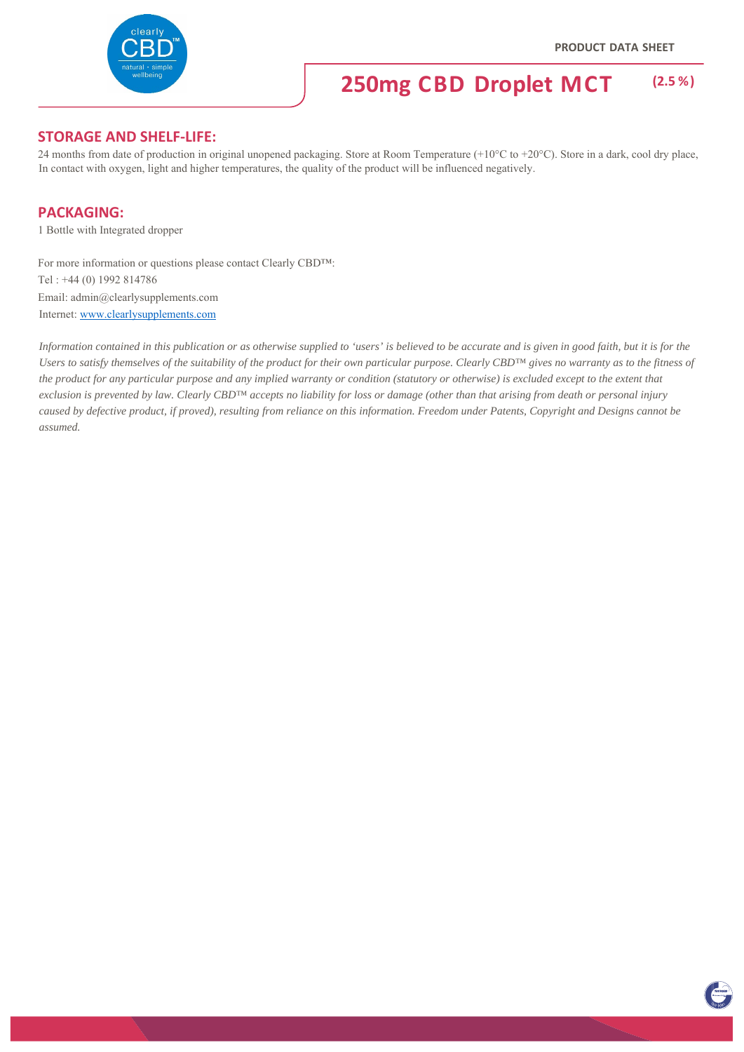## STORAGE AND SHELF-LIFE:

24 months from date of production in original unopened packaging. Store at Room Temperature (+10°C to +20°C). Store in a dark, cool dry place, In contact with oxygen, light and higher temperatures, the quality of the product will be influenced negatively.

## PACKAGING:

1 Bottle with Integrated dropper

For more information or questions please contact Clearly CBD™:
Tel : +44 (0) 1992 814786
Email: admin@clearlysupplements.com
Internet: www.clearlysupplements.com

*Information contained in this publication or as otherwise supplied to 'users' is believed to be accurate and is given in good faith, but it is for the Users to satisfy themselves of the suitability of the product for their own particular purpose. Clearly CBD™ gives no warranty as to the fitness of the product for any particular purpose and any implied warranty or condition (statutory or otherwise) is excluded except to the extent that exclusion is prevented by law. Clearly CBD™ accepts no liability for loss or damage (other than that arising from death or personal injury caused by defective product, if proved), resulting from reliance on this information. Freedom under Patents, Copyright and Designs cannot be assumed.*